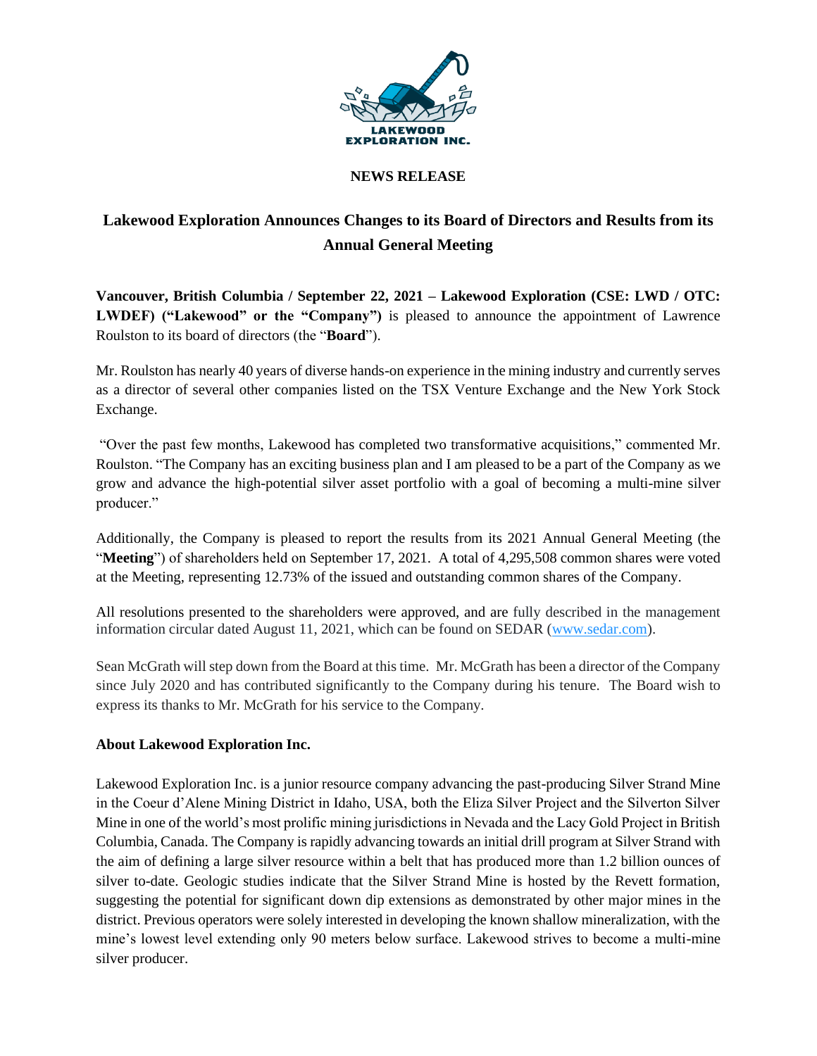LAKEWOOD EXPLORATION INC.

**NEWS RELEASE**

# Lakewood Exploration Announces Changes to its Board of Directors and Results from its Annual General Meeting

**Vancouver, British Columbia / September 22, 2021 – Lakewood Exploration (CSE: LWD / OTC: LWDEF) ("Lakewood" or the "Company")** is pleased to announce the appointment of Lawrence Roulston to its board of directors (the "**Board**").

Mr. Roulston has nearly 40 years of diverse hands-on experience in the mining industry and currently serves as a director of several other companies listed on the TSX Venture Exchange and the New York Stock Exchange.

"Over the past few months, Lakewood has completed two transformative acquisitions," commented Mr. Roulston. "The Company has an exciting business plan and I am pleased to be a part of the Company as we grow and advance the high-potential silver asset portfolio with a goal of becoming a multi-mine silver producer."

Additionally, the Company is pleased to report the results from its 2021 Annual General Meeting (the "**Meeting**") of shareholders held on September 17, 2021. A total of 4,295,508 common shares were voted at the Meeting, representing 12.73% of the issued and outstanding common shares of the Company.

All resolutions presented to the shareholders were approved, and are fully described in the management information circular dated August 11, 2021, which can be found on SEDAR (www.sedar.com).

Sean McGrath will step down from the Board at this time. Mr. McGrath has been a director of the Company since July 2020 and has contributed significantly to the Company during his tenure. The Board wish to express its thanks to Mr. McGrath for his service to the Company.

**About Lakewood Exploration Inc.**

Lakewood Exploration Inc. is a junior resource company advancing the past-producing Silver Strand Mine in the Coeur d'Alene Mining District in Idaho, USA, both the Eliza Silver Project and the Silverton Silver Mine in one of the world's most prolific mining jurisdictions in Nevada and the Lacy Gold Project in British Columbia, Canada. The Company is rapidly advancing towards an initial drill program at Silver Strand with the aim of defining a large silver resource within a belt that has produced more than 1.2 billion ounces of silver to-date. Geologic studies indicate that the Silver Strand Mine is hosted by the Revett formation, suggesting the potential for significant down dip extensions as demonstrated by other major mines in the district. Previous operators were solely interested in developing the known shallow mineralization, with the mine's lowest level extending only 90 meters below surface. Lakewood strives to become a multi-mine silver producer.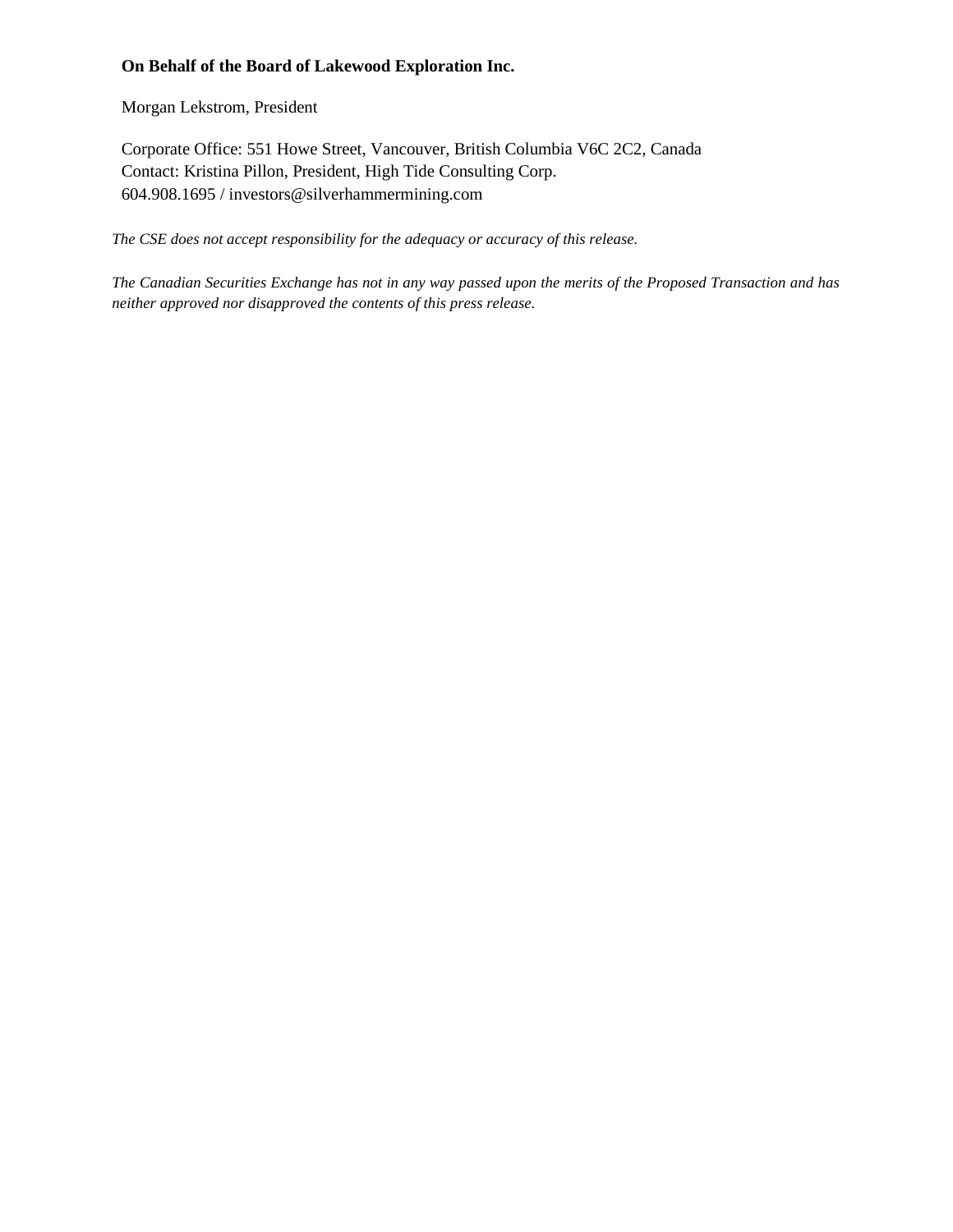**On Behalf of the Board of Lakewood Exploration Inc.**

Morgan Lekstrom, President

Corporate Office: 551 Howe Street, Vancouver, British Columbia V6C 2C2, Canada
Contact: Kristina Pillon, President, High Tide Consulting Corp.
604.908.1695 / investors@silverhammermining.com

*The CSE does not accept responsibility for the adequacy or accuracy of this release.*

*The Canadian Securities Exchange has not in any way passed upon the merits of the Proposed Transaction and has neither approved nor disapproved the contents of this press release.*